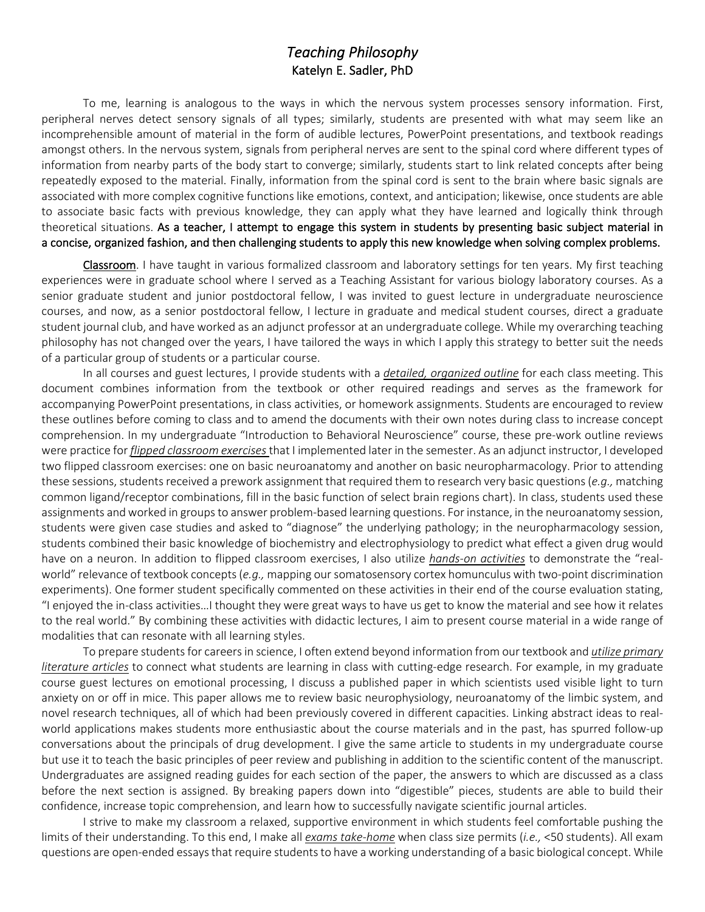# *Teaching Philosophy*

Katelyn E. Sadler, PhD

To me, learning is analogous to the ways in which the nervous system processes sensory information. First, peripheral nerves detect sensory signals of all types; similarly, students are presented with what may seem like an incomprehensible amount of material in the form of audible lectures, PowerPoint presentations, and textbook readings amongst others. In the nervous system, signals from peripheral nerves are sent to the spinal cord where different types of information from nearby parts of the body start to converge; similarly, students start to link related concepts after being repeatedly exposed to the material. Finally, information from the spinal cord is sent to the brain where basic signals are associated with more complex cognitive functions like emotions, context, and anticipation; likewise, once students are able to associate basic facts with previous knowledge, they can apply what they have learned and logically think through theoretical situations. **As a teacher, I attempt to engage this system in students by presenting basic subject material in a concise, organized fashion, and then challenging students to apply this new knowledge when solving complex problems.**

<u>Classroom</u>. I have taught in various formalized classroom and laboratory settings for ten years. My first teaching experiences were in graduate school where I served as a Teaching Assistant for various biology laboratory courses. As a senior graduate student and junior postdoctoral fellow, I was invited to guest lecture in undergraduate neuroscience courses, and now, as a senior postdoctoral fellow, I lecture in graduate and medical student courses, direct a graduate student journal club, and have worked as an adjunct professor at an undergraduate college. While my overarching teaching philosophy has not changed over the years, I have tailored the ways in which I apply this strategy to better suit the needs of a particular group of students or a particular course.

In all courses and guest lectures, I provide students with a <u>*detailed, organized outline*</u> for each class meeting. This document combines information from the textbook or other required readings and serves as the framework for accompanying PowerPoint presentations, in class activities, or homework assignments. Students are encouraged to review these outlines before coming to class and to amend the documents with their own notes during class to increase concept comprehension. In my undergraduate "Introduction to Behavioral Neuroscience" course, these pre-work outline reviews were practice for <u>*flipped classroom exercises*</u> that I implemented later in the semester. As an adjunct instructor, I developed two flipped classroom exercises: one on basic neuroanatomy and another on basic neuropharmacology. Prior to attending these sessions, students received a prework assignment that required them to research very basic questions (*e.g.,* matching common ligand/receptor combinations, fill in the basic function of select brain regions chart). In class, students used these assignments and worked in groups to answer problem-based learning questions. For instance, in the neuroanatomy session, students were given case studies and asked to "diagnose" the underlying pathology; in the neuropharmacology session, students combined their basic knowledge of biochemistry and electrophysiology to predict what effect a given drug would have on a neuron. In addition to flipped classroom exercises, I also utilize <u>*hands-on activities*</u> to demonstrate the "real-world" relevance of textbook concepts (*e.g.,* mapping our somatosensory cortex homunculus with two-point discrimination experiments). One former student specifically commented on these activities in their end of the course evaluation stating, "I enjoyed the in-class activities…I thought they were great ways to have us get to know the material and see how it relates to the real world." By combining these activities with didactic lectures, I aim to present course material in a wide range of modalities that can resonate with all learning styles.

To prepare students for careers in science, I often extend beyond information from our textbook and <u>*utilize primary literature articles*</u> to connect what students are learning in class with cutting-edge research. For example, in my graduate course guest lectures on emotional processing, I discuss a published paper in which scientists used visible light to turn anxiety on or off in mice. This paper allows me to review basic neurophysiology, neuroanatomy of the limbic system, and novel research techniques, all of which had been previously covered in different capacities. Linking abstract ideas to real-world applications makes students more enthusiastic about the course materials and in the past, has spurred follow-up conversations about the principals of drug development. I give the same article to students in my undergraduate course but use it to teach the basic principles of peer review and publishing in addition to the scientific content of the manuscript. Undergraduates are assigned reading guides for each section of the paper, the answers to which are discussed as a class before the next section is assigned. By breaking papers down into "digestible" pieces, students are able to build their confidence, increase topic comprehension, and learn how to successfully navigate scientific journal articles.

I strive to make my classroom a relaxed, supportive environment in which students feel comfortable pushing the limits of their understanding. To this end, I make all <u>*exams take-home*</u> when class size permits (*i.e.,* <50 students). All exam questions are open-ended essays that require students to have a working understanding of a basic biological concept. While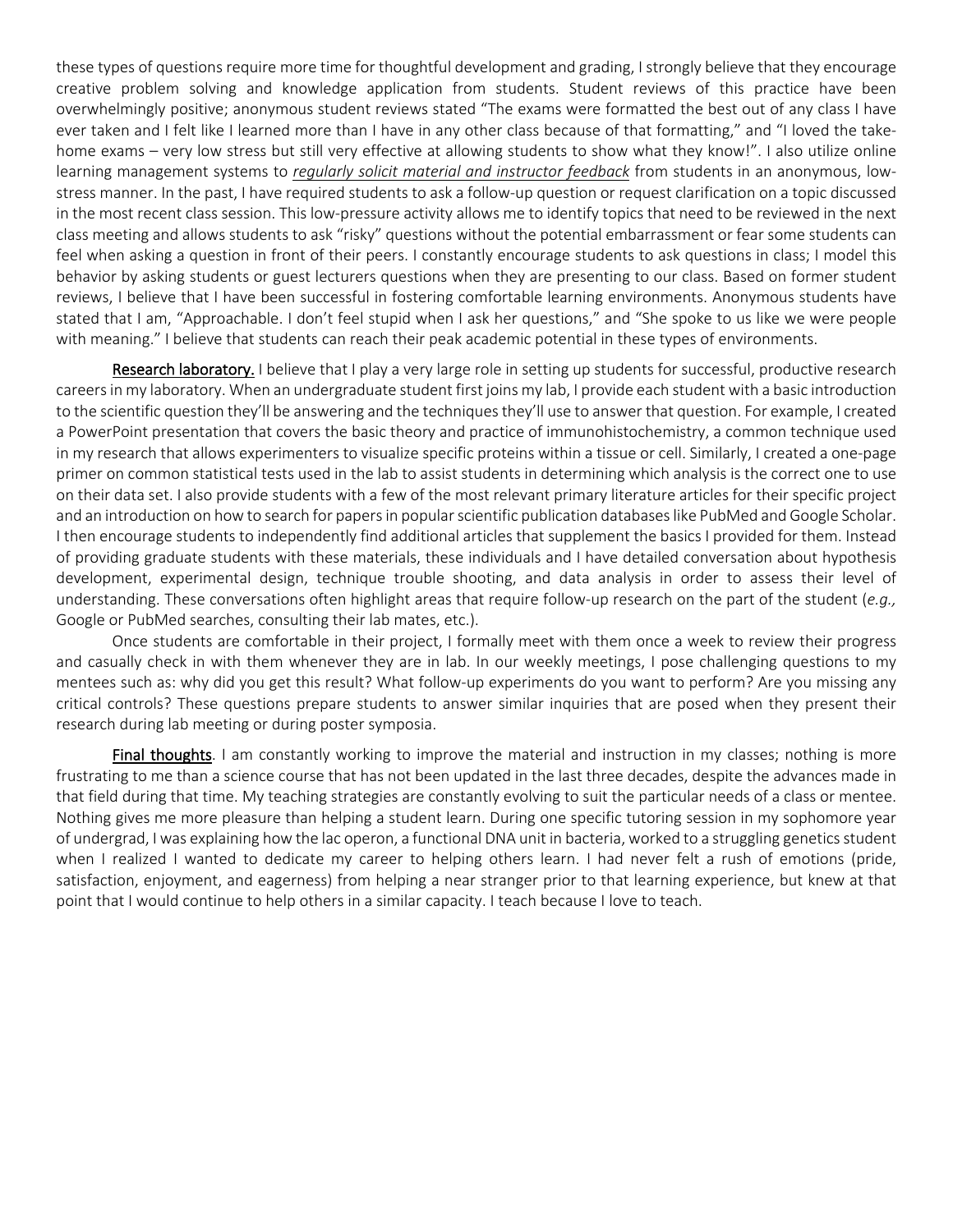these types of questions require more time for thoughtful development and grading, I strongly believe that they encourage creative problem solving and knowledge application from students. Student reviews of this practice have been overwhelmingly positive; anonymous student reviews stated "The exams were formatted the best out of any class I have ever taken and I felt like I learned more than I have in any other class because of that formatting," and "I loved the take-home exams – very low stress but still very effective at allowing students to show what they know!". I also utilize online learning management systems to *regularly solicit material and instructor feedback* from students in an anonymous, low-stress manner. In the past, I have required students to ask a follow-up question or request clarification on a topic discussed in the most recent class session. This low-pressure activity allows me to identify topics that need to be reviewed in the next class meeting and allows students to ask "risky" questions without the potential embarrassment or fear some students can feel when asking a question in front of their peers. I constantly encourage students to ask questions in class; I model this behavior by asking students or guest lecturers questions when they are presenting to our class. Based on former student reviews, I believe that I have been successful in fostering comfortable learning environments. Anonymous students have stated that I am, "Approachable. I don't feel stupid when I ask her questions," and "She spoke to us like we were people with meaning." I believe that students can reach their peak academic potential in these types of environments.

Research laboratory. I believe that I play a very large role in setting up students for successful, productive research careers in my laboratory. When an undergraduate student first joins my lab, I provide each student with a basic introduction to the scientific question they'll be answering and the techniques they'll use to answer that question. For example, I created a PowerPoint presentation that covers the basic theory and practice of immunohistochemistry, a common technique used in my research that allows experimenters to visualize specific proteins within a tissue or cell. Similarly, I created a one-page primer on common statistical tests used in the lab to assist students in determining which analysis is the correct one to use on their data set. I also provide students with a few of the most relevant primary literature articles for their specific project and an introduction on how to search for papers in popular scientific publication databases like PubMed and Google Scholar. I then encourage students to independently find additional articles that supplement the basics I provided for them. Instead of providing graduate students with these materials, these individuals and I have detailed conversation about hypothesis development, experimental design, technique trouble shooting, and data analysis in order to assess their level of understanding. These conversations often highlight areas that require follow-up research on the part of the student (*e.g.,* Google or PubMed searches, consulting their lab mates, etc.).

Once students are comfortable in their project, I formally meet with them once a week to review their progress and casually check in with them whenever they are in lab. In our weekly meetings, I pose challenging questions to my mentees such as: why did you get this result? What follow-up experiments do you want to perform? Are you missing any critical controls? These questions prepare students to answer similar inquiries that are posed when they present their research during lab meeting or during poster symposia.

Final thoughts. I am constantly working to improve the material and instruction in my classes; nothing is more frustrating to me than a science course that has not been updated in the last three decades, despite the advances made in that field during that time. My teaching strategies are constantly evolving to suit the particular needs of a class or mentee. Nothing gives me more pleasure than helping a student learn. During one specific tutoring session in my sophomore year of undergrad, I was explaining how the lac operon, a functional DNA unit in bacteria, worked to a struggling genetics student when I realized I wanted to dedicate my career to helping others learn. I had never felt a rush of emotions (pride, satisfaction, enjoyment, and eagerness) from helping a near stranger prior to that learning experience, but knew at that point that I would continue to help others in a similar capacity. I teach because I love to teach.